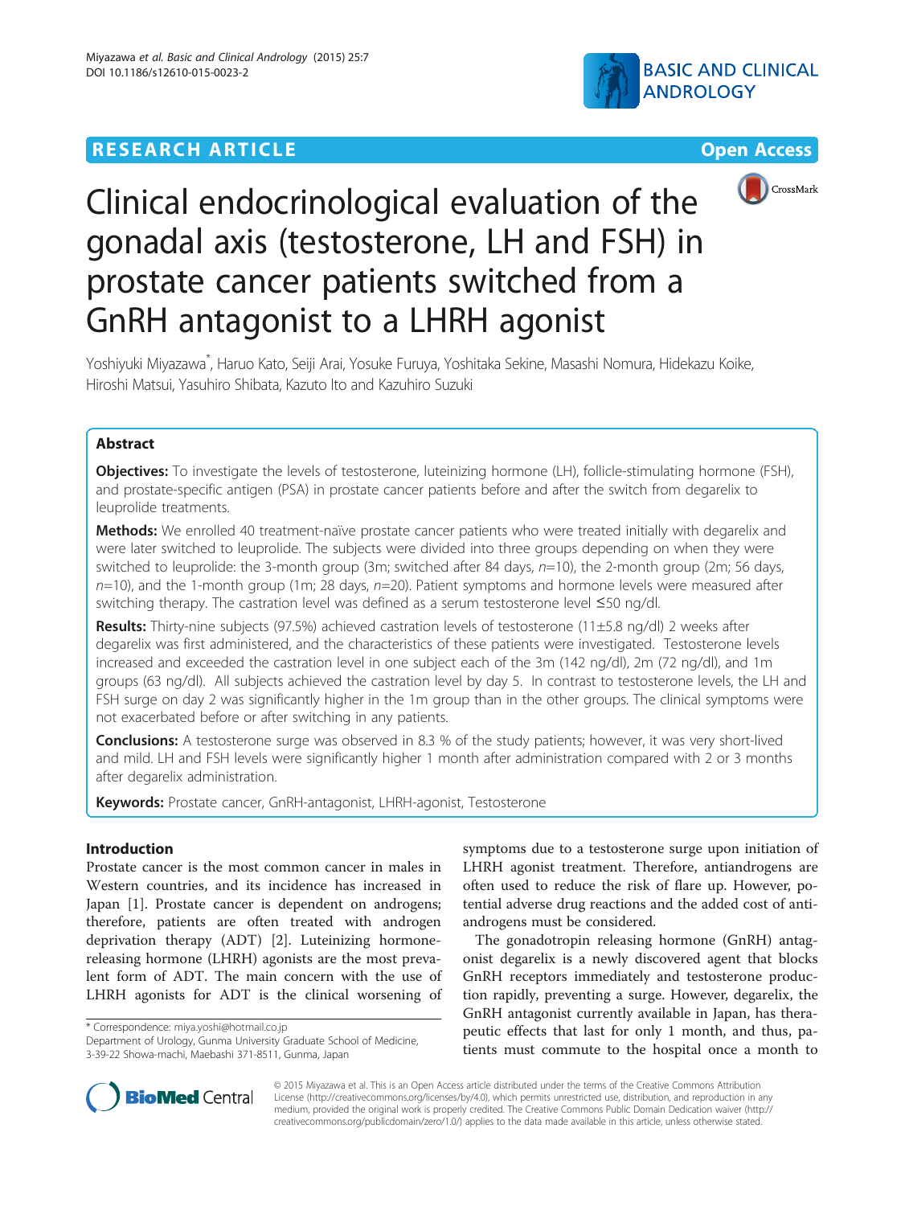RESEARCH ARTICLE

Open Access

# Clinical endocrinological evaluation of the gonadal axis (testosterone, LH and FSH) in prostate cancer patients switched from a GnRH antagonist to a LHRH agonist

Yoshiyuki Miyazawa*, Haruo Kato, Seiji Arai, Yosuke Furuya, Yoshitaka Sekine, Masashi Nomura, Hidekazu Koike, Hiroshi Matsui, Yasuhiro Shibata, Kazuto Ito and Kazuhiro Suzuki

## Abstract

**Objectives:** To investigate the levels of testosterone, luteinizing hormone (LH), follicle-stimulating hormone (FSH), and prostate-specific antigen (PSA) in prostate cancer patients before and after the switch from degarelix to leuprolide treatments.

**Methods:** We enrolled 40 treatment-naïve prostate cancer patients who were treated initially with degarelix and were later switched to leuprolide. The subjects were divided into three groups depending on when they were switched to leuprolide: the 3-month group (3m; switched after 84 days, *n*=10), the 2-month group (2m; 56 days, *n*=10), and the 1-month group (1m; 28 days, *n*=20). Patient symptoms and hormone levels were measured after switching therapy. The castration level was defined as a serum testosterone level ≤50 ng/dl.

**Results:** Thirty-nine subjects (97.5%) achieved castration levels of testosterone (11±5.8 ng/dl) 2 weeks after degarelix was first administered, and the characteristics of these patients were investigated. Testosterone levels increased and exceeded the castration level in one subject each of the 3m (142 ng/dl), 2m (72 ng/dl), and 1m groups (63 ng/dl). All subjects achieved the castration level by day 5. In contrast to testosterone levels, the LH and FSH surge on day 2 was significantly higher in the 1m group than in the other groups. The clinical symptoms were not exacerbated before or after switching in any patients.

**Conclusions:** A testosterone surge was observed in 8.3 % of the study patients; however, it was very short-lived and mild. LH and FSH levels were significantly higher 1 month after administration compared with 2 or 3 months after degarelix administration.

**Keywords:** Prostate cancer, GnRH-antagonist, LHRH-agonist, Testosterone

## Introduction

Prostate cancer is the most common cancer in males in Western countries, and its incidence has increased in Japan [1]. Prostate cancer is dependent on androgens; therefore, patients are often treated with androgen deprivation therapy (ADT) [2]. Luteinizing hormone-releasing hormone (LHRH) agonists are the most prevalent form of ADT. The main concern with the use of LHRH agonists for ADT is the clinical worsening of symptoms due to a testosterone surge upon initiation of LHRH agonist treatment. Therefore, antiandrogens are often used to reduce the risk of flare up. However, potential adverse drug reactions and the added cost of antiandrogens must be considered.

The gonadotropin releasing hormone (GnRH) antagonist degarelix is a newly discovered agent that blocks GnRH receptors immediately and testosterone production rapidly, preventing a surge. However, degarelix, the GnRH antagonist currently available in Japan, has therapeutic effects that last for only 1 month, and thus, patients must commute to the hospital once a month to

* Correspondence: miya.yoshi@hotmail.co.jp
Department of Urology, Gunma University Graduate School of Medicine, 3-39-22 Showa-machi, Maebashi 371-8511, Gunma, Japan

© 2015 Miyazawa et al. This is an Open Access article distributed under the terms of the Creative Commons Attribution License (http://creativecommons.org/licenses/by/4.0), which permits unrestricted use, distribution, and reproduction in any medium, provided the original work is properly credited. The Creative Commons Public Domain Dedication waiver (http://creativecommons.org/publicdomain/zero/1.0/) applies to the data made available in this article, unless otherwise stated.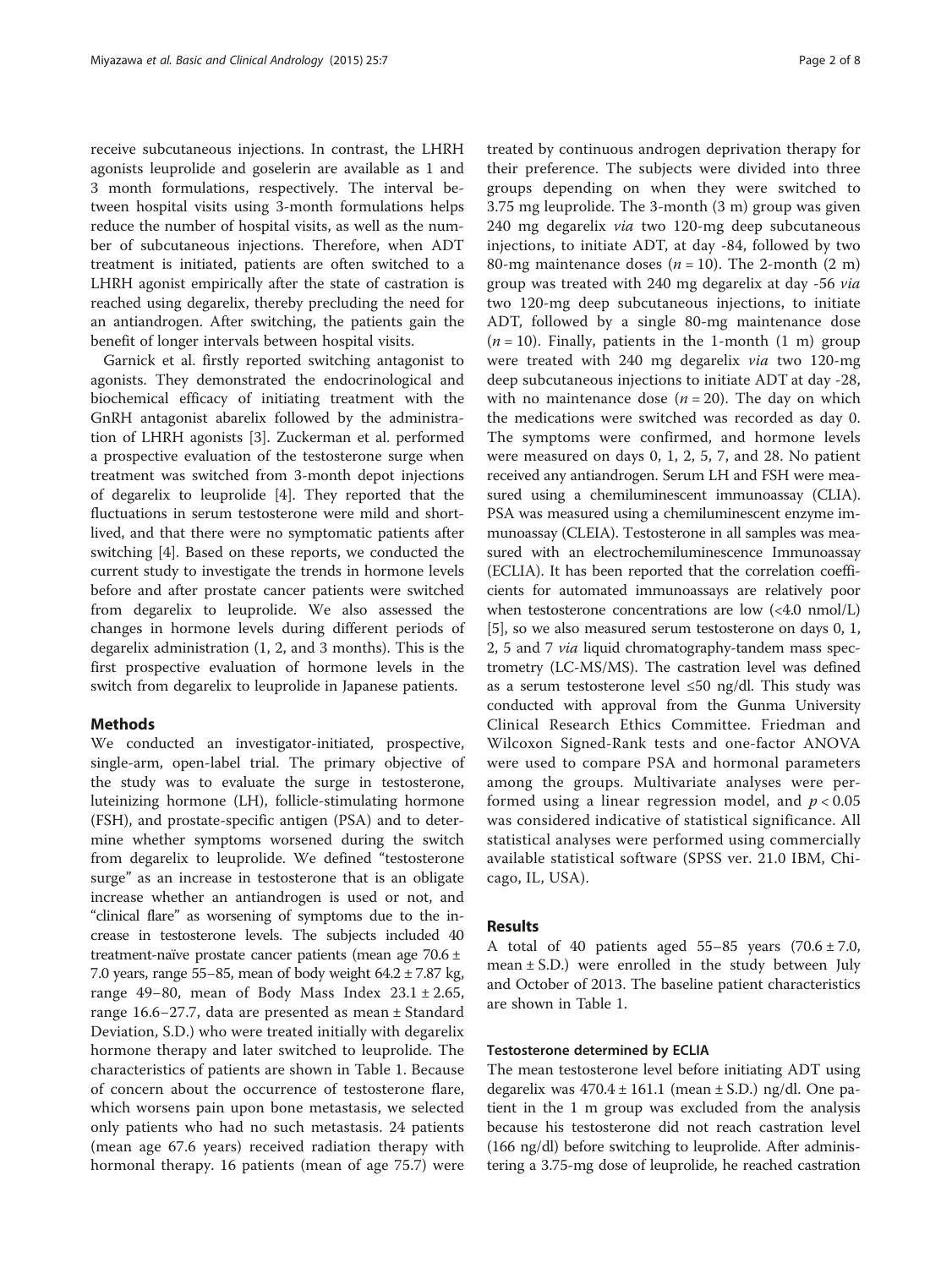receive subcutaneous injections. In contrast, the LHRH agonists leuprolide and goselerin are available as 1 and 3 month formulations, respectively. The interval between hospital visits using 3-month formulations helps reduce the number of hospital visits, as well as the number of subcutaneous injections. Therefore, when ADT treatment is initiated, patients are often switched to a LHRH agonist empirically after the state of castration is reached using degarelix, thereby precluding the need for an antiandrogen. After switching, the patients gain the benefit of longer intervals between hospital visits.

Garnick et al. firstly reported switching antagonist to agonists. They demonstrated the endocrinological and biochemical efficacy of initiating treatment with the GnRH antagonist abarelix followed by the administration of LHRH agonists [3]. Zuckerman et al. performed a prospective evaluation of the testosterone surge when treatment was switched from 3-month depot injections of degarelix to leuprolide [4]. They reported that the fluctuations in serum testosterone were mild and short-lived, and that there were no symptomatic patients after switching [4]. Based on these reports, we conducted the current study to investigate the trends in hormone levels before and after prostate cancer patients were switched from degarelix to leuprolide. We also assessed the changes in hormone levels during different periods of degarelix administration (1, 2, and 3 months). This is the first prospective evaluation of hormone levels in the switch from degarelix to leuprolide in Japanese patients.

## Methods

We conducted an investigator-initiated, prospective, single-arm, open-label trial. The primary objective of the study was to evaluate the surge in testosterone, luteinizing hormone (LH), follicle-stimulating hormone (FSH), and prostate-specific antigen (PSA) and to determine whether symptoms worsened during the switch from degarelix to leuprolide. We defined "testosterone surge" as an increase in testosterone that is an obligate increase whether an antiandrogen is used or not, and "clinical flare" as worsening of symptoms due to the increase in testosterone levels. The subjects included 40 treatment-naïve prostate cancer patients (mean age 70.6 ± 7.0 years, range 55–85, mean of body weight 64.2 ± 7.87 kg, range 49–80, mean of Body Mass Index 23.1 ± 2.65, range 16.6–27.7, data are presented as mean ± Standard Deviation, S.D.) who were treated initially with degarelix hormone therapy and later switched to leuprolide. The characteristics of patients are shown in Table 1. Because of concern about the occurrence of testosterone flare, which worsens pain upon bone metastasis, we selected only patients who had no such metastasis. 24 patients (mean age 67.6 years) received radiation therapy with hormonal therapy. 16 patients (mean of age 75.7) were treated by continuous androgen deprivation therapy for their preference. The subjects were divided into three groups depending on when they were switched to 3.75 mg leuprolide. The 3-month (3 m) group was given 240 mg degarelix *via* two 120-mg deep subcutaneous injections, to initiate ADT, at day -84, followed by two 80-mg maintenance doses ($n = 10$). The 2-month (2 m) group was treated with 240 mg degarelix at day -56 *via* two 120-mg deep subcutaneous injections, to initiate ADT, followed by a single 80-mg maintenance dose ($n = 10$). Finally, patients in the 1-month (1 m) group were treated with 240 mg degarelix *via* two 120-mg deep subcutaneous injections to initiate ADT at day -28, with no maintenance dose ($n = 20$). The day on which the medications were switched was recorded as day 0. The symptoms were confirmed, and hormone levels were measured on days 0, 1, 2, 5, 7, and 28. No patient received any antiandrogen. Serum LH and FSH were measured using a chemiluminescent immunoassay (CLIA). PSA was measured using a chemiluminescent enzyme immunoassay (CLEIA). Testosterone in all samples was measured with an electrochemiluminescence Immunoassay (ECLIA). It has been reported that the correlation coefficients for automated immunoassays are relatively poor when testosterone concentrations are low (<4.0 nmol/L) [5], so we also measured serum testosterone on days 0, 1, 2, 5 and 7 *via* liquid chromatography-tandem mass spectrometry (LC-MS/MS). The castration level was defined as a serum testosterone level ≤50 ng/dl. This study was conducted with approval from the Gunma University Clinical Research Ethics Committee. Friedman and Wilcoxon Signed-Rank tests and one-factor ANOVA were used to compare PSA and hormonal parameters among the groups. Multivariate analyses were performed using a linear regression model, and $p < 0.05$ was considered indicative of statistical significance. All statistical analyses were performed using commercially available statistical software (SPSS ver. 21.0 IBM, Chicago, IL, USA).

## Results

A total of 40 patients aged 55–85 years (70.6 ± 7.0, mean ± S.D.) were enrolled in the study between July and October of 2013. The baseline patient characteristics are shown in Table 1.

### Testosterone determined by ECLIA

The mean testosterone level before initiating ADT using degarelix was 470.4 ± 161.1 (mean ± S.D.) ng/dl. One patient in the 1 m group was excluded from the analysis because his testosterone did not reach castration level (166 ng/dl) before switching to leuprolide. After administering a 3.75-mg dose of leuprolide, he reached castration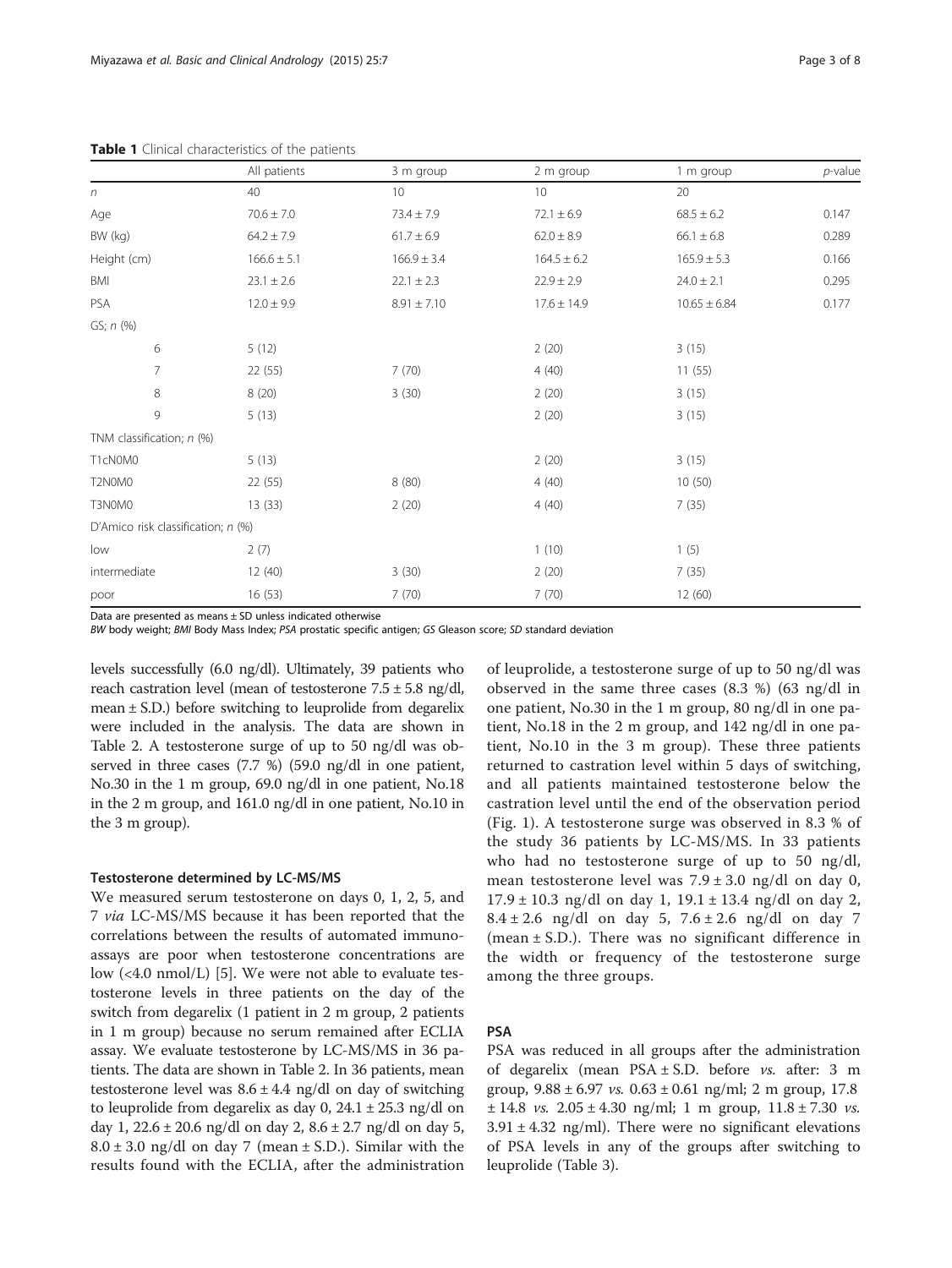**Table 1** Clinical characteristics of the patients

| | All patients | 3 m group | 2 m group | 1 m group | *p*-value |
|---|---|---|---|---|---|
| *n* | 40 | 10 | 10 | 20 | |
| Age | 70.6 ± 7.0 | 73.4 ± 7.9 | 72.1 ± 6.9 | 68.5 ± 6.2 | 0.147 |
| BW (kg) | 64.2 ± 7.9 | 61.7 ± 6.9 | 62.0 ± 8.9 | 66.1 ± 6.8 | 0.289 |
| Height (cm) | 166.6 ± 5.1 | 166.9 ± 3.4 | 164.5 ± 6.2 | 165.9 ± 5.3 | 0.166 |
| BMI | 23.1 ± 2.6 | 22.1 ± 2.3 | 22.9 ± 2.9 | 24.0 ± 2.1 | 0.295 |
| PSA | 12.0 ± 9.9 | 8.91 ± 7.10 | 17.6 ± 14.9 | 10.65 ± 6.84 | 0.177 |
| GS; *n* (%) | | | | | |
| 6 | 5 (12) | | 2 (20) | 3 (15) | |
| 7 | 22 (55) | 7 (70) | 4 (40) | 11 (55) | |
| 8 | 8 (20) | 3 (30) | 2 (20) | 3 (15) | |
| 9 | 5 (13) | | 2 (20) | 3 (15) | |
| TNM classification; *n* (%) | | | | | |
| T1cN0M0 | 5 (13) | | 2 (20) | 3 (15) | |
| T2N0M0 | 22 (55) | 8 (80) | 4 (40) | 10 (50) | |
| T3N0M0 | 13 (33) | 2 (20) | 4 (40) | 7 (35) | |
| D'Amico risk classification; *n* (%) | | | | | |
| low | 2 (7) | | 1 (10) | 1 (5) | |
| intermediate | 12 (40) | 3 (30) | 2 (20) | 7 (35) | |
| poor | 16 (53) | 7 (70) | 7 (70) | 12 (60) | |

Data are presented as means ± SD unless indicated otherwise
*BW* body weight; *BMI* Body Mass Index; *PSA* prostatic specific antigen; *GS* Gleason score; *SD* standard deviation

levels successfully (6.0 ng/dl). Ultimately, 39 patients who reach castration level (mean of testosterone 7.5 ± 5.8 ng/dl, mean ± S.D.) before switching to leuprolide from degarelix were included in the analysis. The data are shown in Table 2. A testosterone surge of up to 50 ng/dl was observed in three cases (7.7 %) (59.0 ng/dl in one patient, No.30 in the 1 m group, 69.0 ng/dl in one patient, No.18 in the 2 m group, and 161.0 ng/dl in one patient, No.10 in the 3 m group).

### Testosterone determined by LC-MS/MS

We measured serum testosterone on days 0, 1, 2, 5, and 7 *via* LC-MS/MS because it has been reported that the correlations between the results of automated immunoassays are poor when testosterone concentrations are low (<4.0 nmol/L) [5]. We were not able to evaluate testosterone levels in three patients on the day of the switch from degarelix (1 patient in 2 m group, 2 patients in 1 m group) because no serum remained after ECLIA assay. We evaluate testosterone by LC-MS/MS in 36 patients. The data are shown in Table 2. In 36 patients, mean testosterone level was 8.6 ± 4.4 ng/dl on day of switching to leuprolide from degarelix as day 0, 24.1 ± 25.3 ng/dl on day 1, 22.6 ± 20.6 ng/dl on day 2, 8.6 ± 2.7 ng/dl on day 5, 8.0 ± 3.0 ng/dl on day 7 (mean ± S.D.). Similar with the results found with the ECLIA, after the administration of leuprolide, a testosterone surge of up to 50 ng/dl was observed in the same three cases (8.3 %) (63 ng/dl in one patient, No.30 in the 1 m group, 80 ng/dl in one patient, No.18 in the 2 m group, and 142 ng/dl in one patient, No.10 in the 3 m group). These three patients returned to castration level within 5 days of switching, and all patients maintained testosterone below the castration level until the end of the observation period (Fig. 1). A testosterone surge was observed in 8.3 % of the study 36 patients by LC-MS/MS. In 33 patients who had no testosterone surge of up to 50 ng/dl, mean testosterone level was 7.9 ± 3.0 ng/dl on day 0, 17.9 ± 10.3 ng/dl on day 1, 19.1 ± 13.4 ng/dl on day 2, 8.4 ± 2.6 ng/dl on day 5, 7.6 ± 2.6 ng/dl on day 7 (mean ± S.D.). There was no significant difference in the width or frequency of the testosterone surge among the three groups.

### PSA

PSA was reduced in all groups after the administration of degarelix (mean PSA ± S.D. before *vs.* after: 3 m group, 9.88 ± 6.97 *vs.* 0.63 ± 0.61 ng/ml; 2 m group, 17.8 ± 14.8 *vs.* 2.05 ± 4.30 ng/ml; 1 m group, 11.8 ± 7.30 *vs.* 3.91 ± 4.32 ng/ml). There were no significant elevations of PSA levels in any of the groups after switching to leuprolide (Table 3).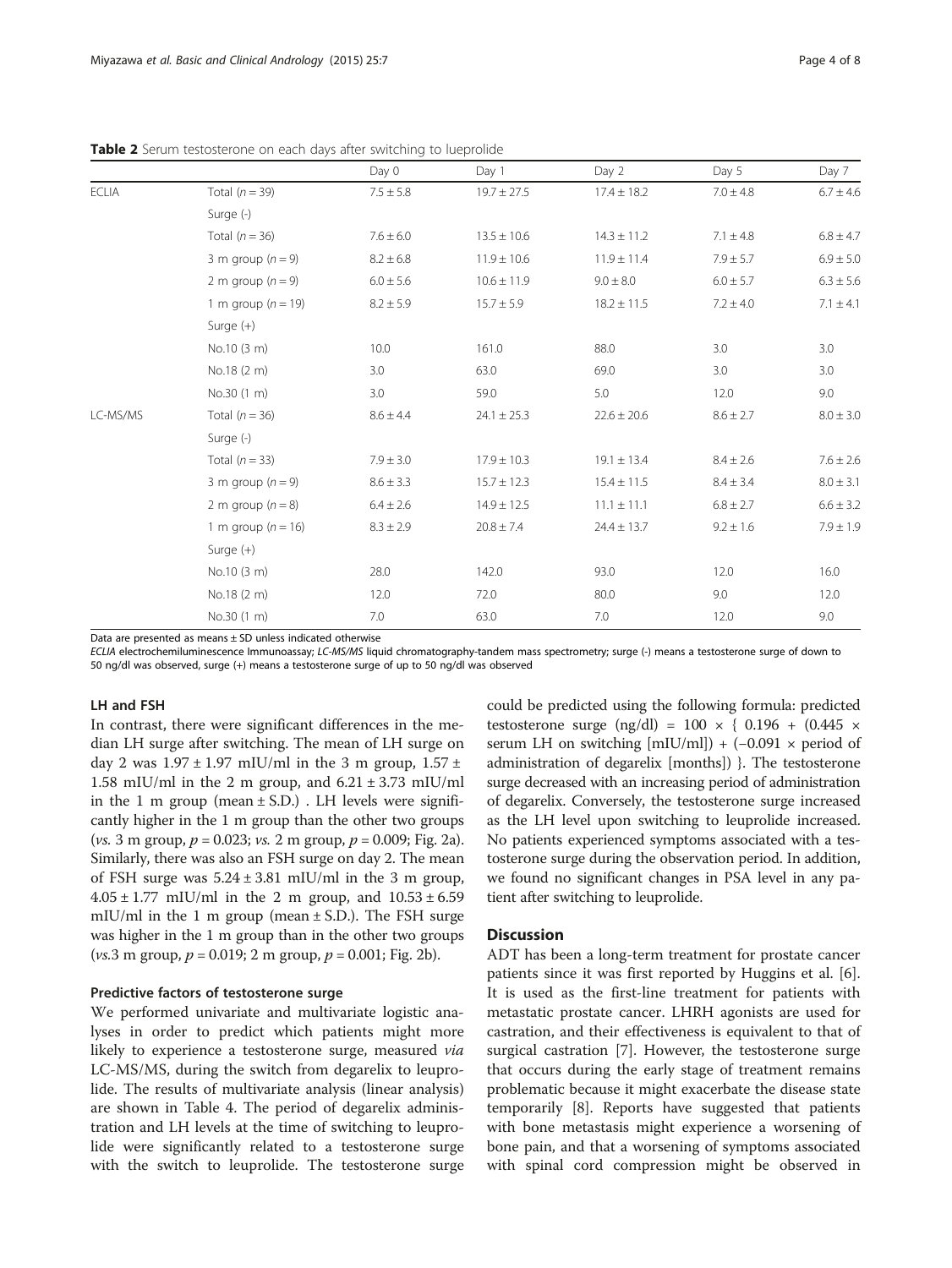**Table 2** Serum testosterone on each days after switching to lueprolide

| | | Day 0 | Day 1 | Day 2 | Day 5 | Day 7 |
|---|---|---|---|---|---|---|
| ECLIA | Total ($n = 39$) | 7.5 ± 5.8 | 19.7 ± 27.5 | 17.4 ± 18.2 | 7.0 ± 4.8 | 6.7 ± 4.6 |
| | Surge (-) | | | | | |
| | Total ($n = 36$) | 7.6 ± 6.0 | 13.5 ± 10.6 | 14.3 ± 11.2 | 7.1 ± 4.8 | 6.8 ± 4.7 |
| | 3 m group ($n = 9$) | 8.2 ± 6.8 | 11.9 ± 10.6 | 11.9 ± 11.4 | 7.9 ± 5.7 | 6.9 ± 5.0 |
| | 2 m group ($n = 9$) | 6.0 ± 5.6 | 10.6 ± 11.9 | 9.0 ± 8.0 | 6.0 ± 5.7 | 6.3 ± 5.6 |
| | 1 m group ($n = 19$) | 8.2 ± 5.9 | 15.7 ± 5.9 | 18.2 ± 11.5 | 7.2 ± 4.0 | 7.1 ± 4.1 |
| | Surge (+) | | | | | |
| | No.10 (3 m) | 10.0 | 161.0 | 88.0 | 3.0 | 3.0 |
| | No.18 (2 m) | 3.0 | 63.0 | 69.0 | 3.0 | 3.0 |
| | No.30 (1 m) | 3.0 | 59.0 | 5.0 | 12.0 | 9.0 |
| LC-MS/MS | Total ($n = 36$) | 8.6 ± 4.4 | 24.1 ± 25.3 | 22.6 ± 20.6 | 8.6 ± 2.7 | 8.0 ± 3.0 |
| | Surge (-) | | | | | |
| | Total ($n = 33$) | 7.9 ± 3.0 | 17.9 ± 10.3 | 19.1 ± 13.4 | 8.4 ± 2.6 | 7.6 ± 2.6 |
| | 3 m group ($n = 9$) | 8.6 ± 3.3 | 15.7 ± 12.3 | 15.4 ± 11.5 | 8.4 ± 3.4 | 8.0 ± 3.1 |
| | 2 m group ($n = 8$) | 6.4 ± 2.6 | 14.9 ± 12.5 | 11.1 ± 11.1 | 6.8 ± 2.7 | 6.6 ± 3.2 |
| | 1 m group ($n = 16$) | 8.3 ± 2.9 | 20.8 ± 7.4 | 24.4 ± 13.7 | 9.2 ± 1.6 | 7.9 ± 1.9 |
| | Surge (+) | | | | | |
| | No.10 (3 m) | 28.0 | 142.0 | 93.0 | 12.0 | 16.0 |
| | No.18 (2 m) | 12.0 | 72.0 | 80.0 | 9.0 | 12.0 |
| | No.30 (1 m) | 7.0 | 63.0 | 7.0 | 12.0 | 9.0 |

Data are presented as means ± SD unless indicated otherwise

*ECLIA* electrochemiluminescence Immunoassay; *LC-MS/MS* liquid chromatography-tandem mass spectrometry; surge (-) means a testosterone surge of down to 50 ng/dl was observed, surge (+) means a testosterone surge of up to 50 ng/dl was observed

### LH and FSH

In contrast, there were significant differences in the median LH surge after switching. The mean of LH surge on day 2 was 1.97 ± 1.97 mIU/ml in the 3 m group, 1.57 ± 1.58 mIU/ml in the 2 m group, and 6.21 ± 3.73 mIU/ml in the 1 m group (mean ± S.D.) . LH levels were significantly higher in the 1 m group than the other two groups (*vs.* 3 m group, $p = 0.023$; *vs.* 2 m group, $p = 0.009$; Fig. 2a). Similarly, there was also an FSH surge on day 2. The mean of FSH surge was 5.24 ± 3.81 mIU/ml in the 3 m group, 4.05 ± 1.77 mIU/ml in the 2 m group, and 10.53 ± 6.59 mIU/ml in the 1 m group (mean ± S.D.). The FSH surge was higher in the 1 m group than in the other two groups (*vs.*3 m group, $p = 0.019$; 2 m group, $p = 0.001$; Fig. 2b).

### Predictive factors of testosterone surge

We performed univariate and multivariate logistic analyses in order to predict which patients might more likely to experience a testosterone surge, measured *via* LC-MS/MS, during the switch from degarelix to leuprolide. The results of multivariate analysis (linear analysis) are shown in Table 4. The period of degarelix administration and LH levels at the time of switching to leuprolide were significantly related to a testosterone surge with the switch to leuprolide. The testosterone surge could be predicted using the following formula: predicted testosterone surge (ng/dl) = 100 × { 0.196 + (0.445 × serum LH on switching [mIU/ml]) + (−0.091 × period of administration of degarelix [months]) }. The testosterone surge decreased with an increasing period of administration of degarelix. Conversely, the testosterone surge increased as the LH level upon switching to leuprolide increased. No patients experienced symptoms associated with a testosterone surge during the observation period. In addition, we found no significant changes in PSA level in any patient after switching to leuprolide.

## Discussion

ADT has been a long-term treatment for prostate cancer patients since it was first reported by Huggins et al. [6]. It is used as the first-line treatment for patients with metastatic prostate cancer. LHRH agonists are used for castration, and their effectiveness is equivalent to that of surgical castration [7]. However, the testosterone surge that occurs during the early stage of treatment remains problematic because it might exacerbate the disease state temporarily [8]. Reports have suggested that patients with bone metastasis might experience a worsening of bone pain, and that a worsening of symptoms associated with spinal cord compression might be observed in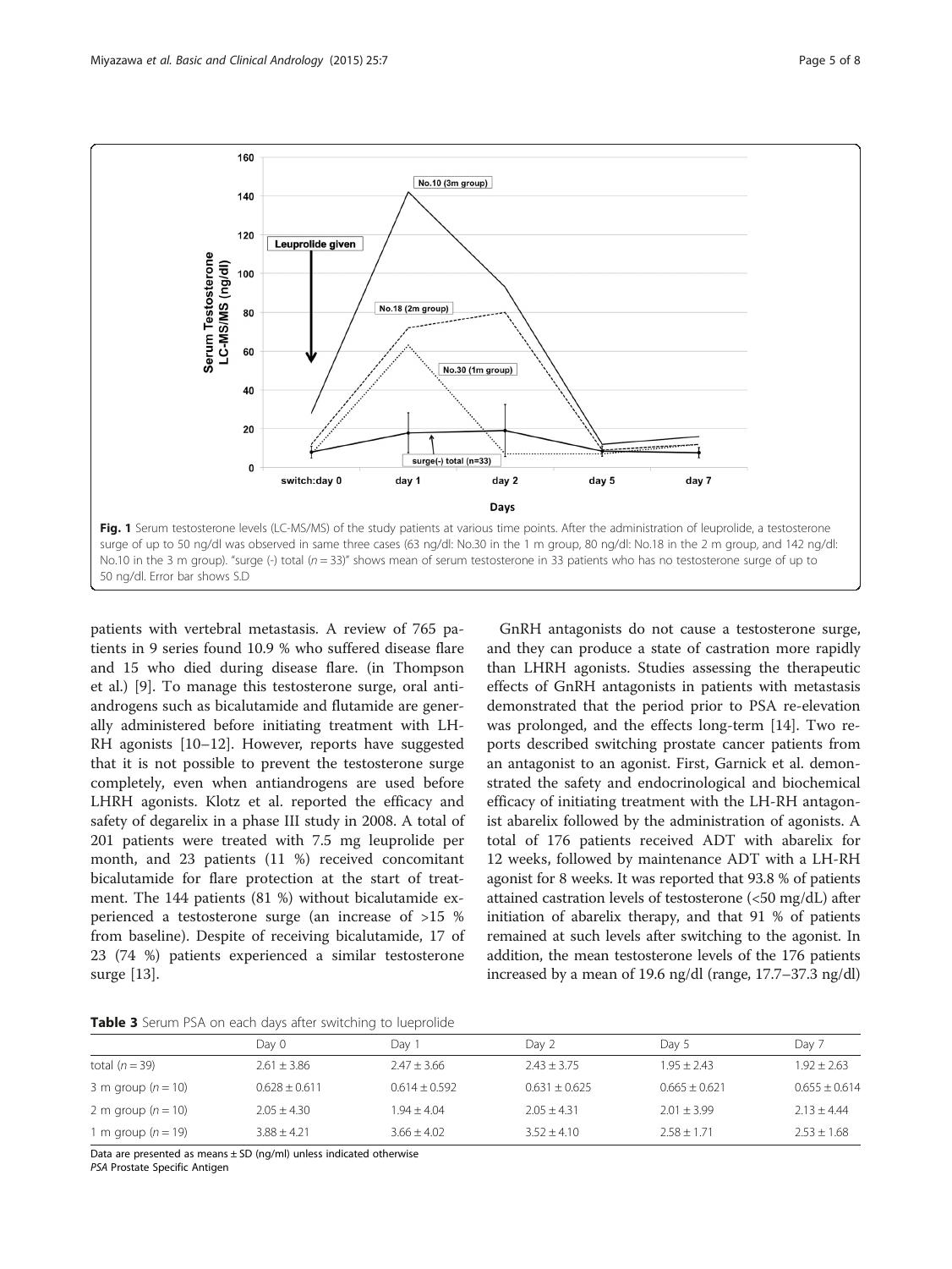Fig. 1 Serum testosterone levels (LC-MS/MS) of the study patients at various time points. After the administration of leuprolide, a testosterone surge of up to 50 ng/dl was observed in same three cases (63 ng/dl: No.30 in the 1 m group, 80 ng/dl: No.18 in the 2 m group, and 142 ng/dl: No.10 in the 3 m group). "surge (-) total (*n* = 33)" shows mean of serum testosterone in 33 patients who has no testosterone surge of up to 50 ng/dl. Error bar shows S.D

patients with vertebral metastasis. A review of 765 patients in 9 series found 10.9 % who suffered disease flare and 15 who died during disease flare. (in Thompson et al.) [9]. To manage this testosterone surge, oral antiandrogens such as bicalutamide and flutamide are generally administered before initiating treatment with LH-RH agonists [10–12]. However, reports have suggested that it is not possible to prevent the testosterone surge completely, even when antiandrogens are used before LHRH agonists. Klotz et al. reported the efficacy and safety of degarelix in a phase III study in 2008. A total of 201 patients were treated with 7.5 mg leuprolide per month, and 23 patients (11 %) received concomitant bicalutamide for flare protection at the start of treatment. The 144 patients (81 %) without bicalutamide experienced a testosterone surge (an increase of >15 % from baseline). Despite of receiving bicalutamide, 17 of 23 (74 %) patients experienced a similar testosterone surge [13].

GnRH antagonists do not cause a testosterone surge, and they can produce a state of castration more rapidly than LHRH agonists. Studies assessing the therapeutic effects of GnRH antagonists in patients with metastasis demonstrated that the period prior to PSA re-elevation was prolonged, and the effects long-term [14]. Two reports described switching prostate cancer patients from an antagonist to an agonist. First, Garnick et al. demonstrated the safety and endocrinological and biochemical efficacy of initiating treatment with the LH-RH antagonist abarelix followed by the administration of agonists. A total of 176 patients received ADT with abarelix for 12 weeks, followed by maintenance ADT with a LH-RH agonist for 8 weeks. It was reported that 93.8 % of patients attained castration levels of testosterone (<50 mg/dL) after initiation of abarelix therapy, and that 91 % of patients remained at such levels after switching to the agonist. In addition, the mean testosterone levels of the 176 patients increased by a mean of 19.6 ng/dl (range, 17.7–37.3 ng/dl)

**Table 3** Serum PSA on each days after switching to lueprolide

| | Day 0 | Day 1 | Day 2 | Day 5 | Day 7 |
|---|---|---|---|---|---|
| total (*n* = 39) | 2.61 ± 3.86 | 2.47 ± 3.66 | 2.43 ± 3.75 | 1.95 ± 2.43 | 1.92 ± 2.63 |
| 3 m group (*n* = 10) | 0.628 ± 0.611 | 0.614 ± 0.592 | 0.631 ± 0.625 | 0.665 ± 0.621 | 0.655 ± 0.614 |
| 2 m group (*n* = 10) | 2.05 ± 4.30 | 1.94 ± 4.04 | 2.05 ± 4.31 | 2.01 ± 3.99 | 2.13 ± 4.44 |
| 1 m group (*n* = 19) | 3.88 ± 4.21 | 3.66 ± 4.02 | 3.52 ± 4.10 | 2.58 ± 1.71 | 2.53 ± 1.68 |

Data are presented as means ± SD (ng/ml) unless indicated otherwise
*PSA* Prostate Specific Antigen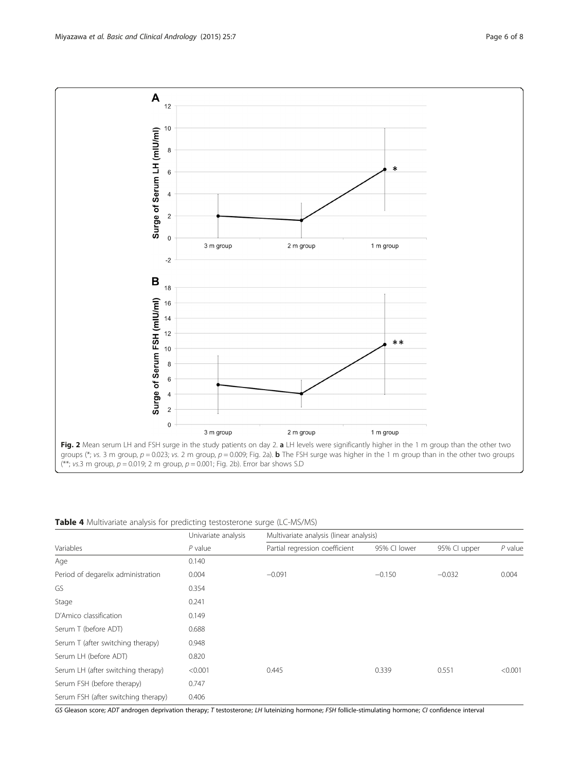**Fig. 2** Mean serum LH and FSH surge in the study patients on day 2. **a** LH levels were significantly higher in the 1 m group than the other two groups (*; *vs.* 3 m group, $p = 0.023$; *vs.* 2 m group, $p = 0.009$; Fig. 2a). **b** The FSH surge was higher in the 1 m group than in the other two groups (**; *vs.*3 m group, $p = 0.019$; 2 m group, $p = 0.001$; Fig. 2b). Error bar shows S.D

**Table 4** Multivariate analysis for predicting testosterone surge (LC-MS/MS)

| | Univariate analysis | Multivariate analysis (linear analysis) | | | |
|---|---|---|---|---|---|
| Variables | *P* value | Partial regression coefficient | 95% CI lower | 95% CI upper | *P* value |
| Age | 0.140 | | | | |
| Period of degarelix administration | 0.004 | −0.091 | −0.150 | −0.032 | 0.004 |
| GS | 0.354 | | | | |
| Stage | 0.241 | | | | |
| D'Amico classification | 0.149 | | | | |
| Serum T (before ADT) | 0.688 | | | | |
| Serum T (after switching therapy) | 0.948 | | | | |
| Serum LH (before ADT) | 0.820 | | | | |
| Serum LH (after switching therapy) | <0.001 | 0.445 | 0.339 | 0.551 | <0.001 |
| Serum FSH (before therapy) | 0.747 | | | | |
| Serum FSH (after switching therapy) | 0.406 | | | | |

*GS* Gleason score; *ADT* androgen deprivation therapy; *T* testosterone; *LH* luteinizing hormone; *FSH* follicle-stimulating hormone; *CI* confidence interval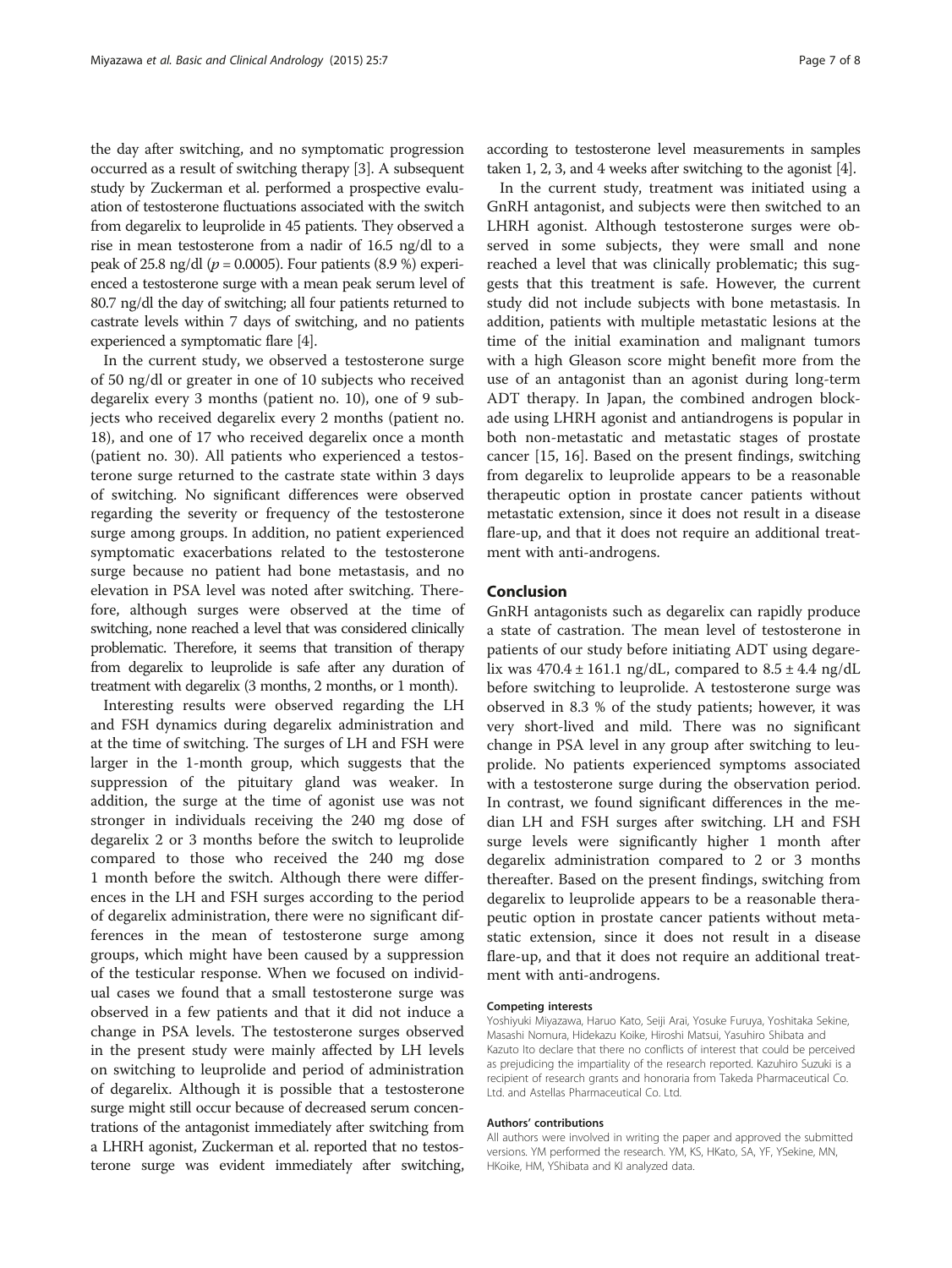the day after switching, and no symptomatic progression occurred as a result of switching therapy [3]. A subsequent study by Zuckerman et al. performed a prospective evaluation of testosterone fluctuations associated with the switch from degarelix to leuprolide in 45 patients. They observed a rise in mean testosterone from a nadir of 16.5 ng/dl to a peak of 25.8 ng/dl ($p = 0.0005$). Four patients (8.9 %) experienced a testosterone surge with a mean peak serum level of 80.7 ng/dl the day of switching; all four patients returned to castrate levels within 7 days of switching, and no patients experienced a symptomatic flare [4].

In the current study, we observed a testosterone surge of 50 ng/dl or greater in one of 10 subjects who received degarelix every 3 months (patient no. 10), one of 9 subjects who received degarelix every 2 months (patient no. 18), and one of 17 who received degarelix once a month (patient no. 30). All patients who experienced a testosterone surge returned to the castrate state within 3 days of switching. No significant differences were observed regarding the severity or frequency of the testosterone surge among groups. In addition, no patient experienced symptomatic exacerbations related to the testosterone surge because no patient had bone metastasis, and no elevation in PSA level was noted after switching. Therefore, although surges were observed at the time of switching, none reached a level that was considered clinically problematic. Therefore, it seems that transition of therapy from degarelix to leuprolide is safe after any duration of treatment with degarelix (3 months, 2 months, or 1 month).

Interesting results were observed regarding the LH and FSH dynamics during degarelix administration and at the time of switching. The surges of LH and FSH were larger in the 1-month group, which suggests that the suppression of the pituitary gland was weaker. In addition, the surge at the time of agonist use was not stronger in individuals receiving the 240 mg dose of degarelix 2 or 3 months before the switch to leuprolide compared to those who received the 240 mg dose 1 month before the switch. Although there were differences in the LH and FSH surges according to the period of degarelix administration, there were no significant differences in the mean of testosterone surge among groups, which might have been caused by a suppression of the testicular response. When we focused on individual cases we found that a small testosterone surge was observed in a few patients and that it did not induce a change in PSA levels. The testosterone surges observed in the present study were mainly affected by LH levels on switching to leuprolide and period of administration of degarelix. Although it is possible that a testosterone surge might still occur because of decreased serum concentrations of the antagonist immediately after switching from a LHRH agonist, Zuckerman et al. reported that no testosterone surge was evident immediately after switching, according to testosterone level measurements in samples taken 1, 2, 3, and 4 weeks after switching to the agonist [4].

In the current study, treatment was initiated using a GnRH antagonist, and subjects were then switched to an LHRH agonist. Although testosterone surges were observed in some subjects, they were small and none reached a level that was clinically problematic; this suggests that this treatment is safe. However, the current study did not include subjects with bone metastasis. In addition, patients with multiple metastatic lesions at the time of the initial examination and malignant tumors with a high Gleason score might benefit more from the use of an antagonist than an agonist during long-term ADT therapy. In Japan, the combined androgen blockade using LHRH agonist and antiandrogens is popular in both non-metastatic and metastatic stages of prostate cancer [15, 16]. Based on the present findings, switching from degarelix to leuprolide appears to be a reasonable therapeutic option in prostate cancer patients without metastatic extension, since it does not result in a disease flare-up, and that it does not require an additional treatment with anti-androgens.

## Conclusion

GnRH antagonists such as degarelix can rapidly produce a state of castration. The mean level of testosterone in patients of our study before initiating ADT using degarelix was $470.4 \pm 161.1$ ng/dL, compared to $8.5 \pm 4.4$ ng/dL before switching to leuprolide. A testosterone surge was observed in 8.3 % of the study patients; however, it was very short-lived and mild. There was no significant change in PSA level in any group after switching to leuprolide. No patients experienced symptoms associated with a testosterone surge during the observation period. In contrast, we found significant differences in the median LH and FSH surges after switching. LH and FSH surge levels were significantly higher 1 month after degarelix administration compared to 2 or 3 months thereafter. Based on the present findings, switching from degarelix to leuprolide appears to be a reasonable therapeutic option in prostate cancer patients without metastatic extension, since it does not result in a disease flare-up, and that it does not require an additional treatment with anti-androgens.

#### Competing interests

Yoshiyuki Miyazawa, Haruo Kato, Seiji Arai, Yosuke Furuya, Yoshitaka Sekine, Masashi Nomura, Hidekazu Koike, Hiroshi Matsui, Yasuhiro Shibata and Kazuto Ito declare that there no conflicts of interest that could be perceived as prejudicing the impartiality of the research reported. Kazuhiro Suzuki is a recipient of research grants and honoraria from Takeda Pharmaceutical Co. Ltd. and Astellas Pharmaceutical Co. Ltd.

#### Authors' contributions

All authors were involved in writing the paper and approved the submitted versions. YM performed the research. YM, KS, HKato, SA, YF, YSekine, MN, HKoike, HM, YShibata and KI analyzed data.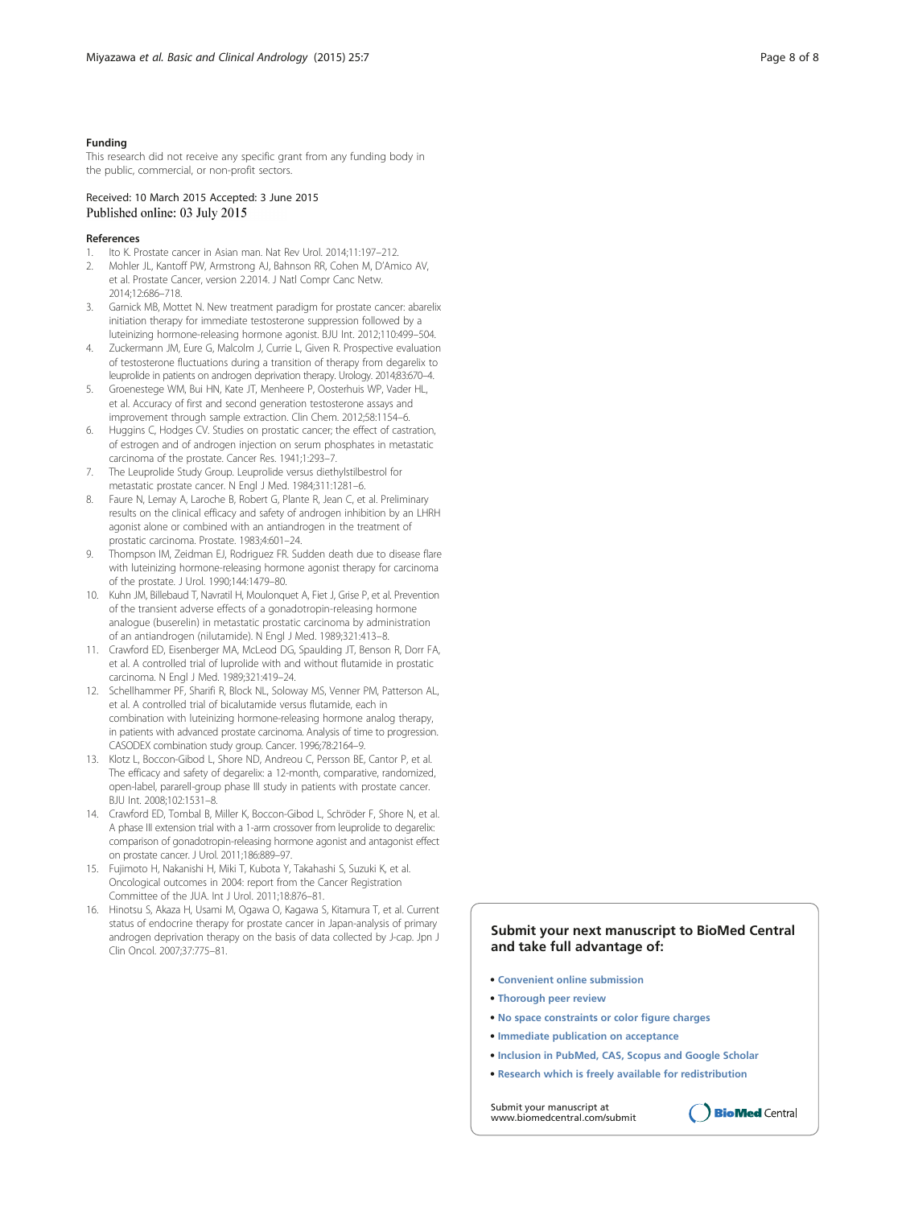#### Funding

This research did not receive any specific grant from any funding body in the public, commercial, or non-profit sectors.

Received: 10 March 2015 Accepted: 3 June 2015
Published online: 03 July 2015

#### References

1. Ito K. Prostate cancer in Asian man. Nat Rev Urol. 2014;11:197–212.
2. Mohler JL, Kantoff PW, Armstrong AJ, Bahnson RR, Cohen M, D'Amico AV, et al. Prostate Cancer, version 2.2014. J Natl Compr Canc Netw. 2014;12:686–718.
3. Garnick MB, Mottet N. New treatment paradigm for prostate cancer: abarelix initiation therapy for immediate testosterone suppression followed by a luteinizing hormone-releasing hormone agonist. BJU Int. 2012;110:499–504.
4. Zuckermann JM, Eure G, Malcolm J, Currie L, Given R. Prospective evaluation of testosterone fluctuations during a transition of therapy from degarelix to leuprolide in patients on androgen deprivation therapy. Urology. 2014;83:670–4.
5. Groenestege WM, Bui HN, Kate JT, Menheere P, Oosterhuis WP, Vader HL, et al. Accuracy of first and second generation testosterone assays and improvement through sample extraction. Clin Chem. 2012;58:1154–6.
6. Huggins C, Hodges CV. Studies on prostatic cancer; the effect of castration, of estrogen and of androgen injection on serum phosphates in metastatic carcinoma of the prostate. Cancer Res. 1941;1:293–7.
7. The Leuprolide Study Group. Leuprolide versus diethylstilbestrol for metastatic prostate cancer. N Engl J Med. 1984;311:1281–6.
8. Faure N, Lemay A, Laroche B, Robert G, Plante R, Jean C, et al. Preliminary results on the clinical efficacy and safety of androgen inhibition by an LHRH agonist alone or combined with an antiandrogen in the treatment of prostatic carcinoma. Prostate. 1983;4:601–24.
9. Thompson IM, Zeidman EJ, Rodriguez FR. Sudden death due to disease flare with luteinizing hormone-releasing hormone agonist therapy for carcinoma of the prostate. J Urol. 1990;144:1479–80.
10. Kuhn JM, Billebaud T, Navratil H, Moulonquet A, Fiet J, Grise P, et al. Prevention of the transient adverse effects of a gonadotropin-releasing hormone analogue (buserelin) in metastatic prostatic carcinoma by administration of an antiandrogen (nilutamide). N Engl J Med. 1989;321:413–8.
11. Crawford ED, Eisenberger MA, McLeod DG, Spaulding JT, Benson R, Dorr FA, et al. A controlled trial of luprolide with and without flutamide in prostatic carcinoma. N Engl J Med. 1989;321:419–24.
12. Schellhammer PF, Sharifi R, Block NL, Soloway MS, Venner PM, Patterson AL, et al. A controlled trial of bicalutamide versus flutamide, each in combination with luteinizing hormone-releasing hormone analog therapy, in patients with advanced prostate carcinoma. Analysis of time to progression. CASODEX combination study group. Cancer. 1996;78:2164–9.
13. Klotz L, Boccon-Gibod L, Shore ND, Andreou C, Persson BE, Cantor P, et al. The efficacy and safety of degarelix: a 12-month, comparative, randomized, open-label, pararell-group phase III study in patients with prostate cancer. BJU Int. 2008;102:1531–8.
14. Crawford ED, Tombal B, Miller K, Boccon-Gibod L, Schröder F, Shore N, et al. A phase III extension trial with a 1-arm crossover from leuprolide to degarelix: comparison of gonadotropin-releasing hormone agonist and antagonist effect on prostate cancer. J Urol. 2011;186:889–97.
15. Fujimoto H, Nakanishi H, Miki T, Kubota Y, Takahashi S, Suzuki K, et al. Oncological outcomes in 2004: report from the Cancer Registration Committee of the JUA. Int J Urol. 2011;18:876–81.
16. Hinotsu S, Akaza H, Usami M, Ogawa O, Kagawa S, Kitamura T, et al. Current status of endocrine therapy for prostate cancer in Japan-analysis of primary androgen deprivation therapy on the basis of data collected by J-cap. Jpn J Clin Oncol. 2007;37:775–81.

**Submit your next manuscript to BioMed Central and take full advantage of:**

- **Convenient online submission**
- **Thorough peer review**
- **No space constraints or color figure charges**
- **Immediate publication on acceptance**
- **Inclusion in PubMed, CAS, Scopus and Google Scholar**
- **Research which is freely available for redistribution**

Submit your manuscript at
www.biomedcentral.com/submit

BioMed Central